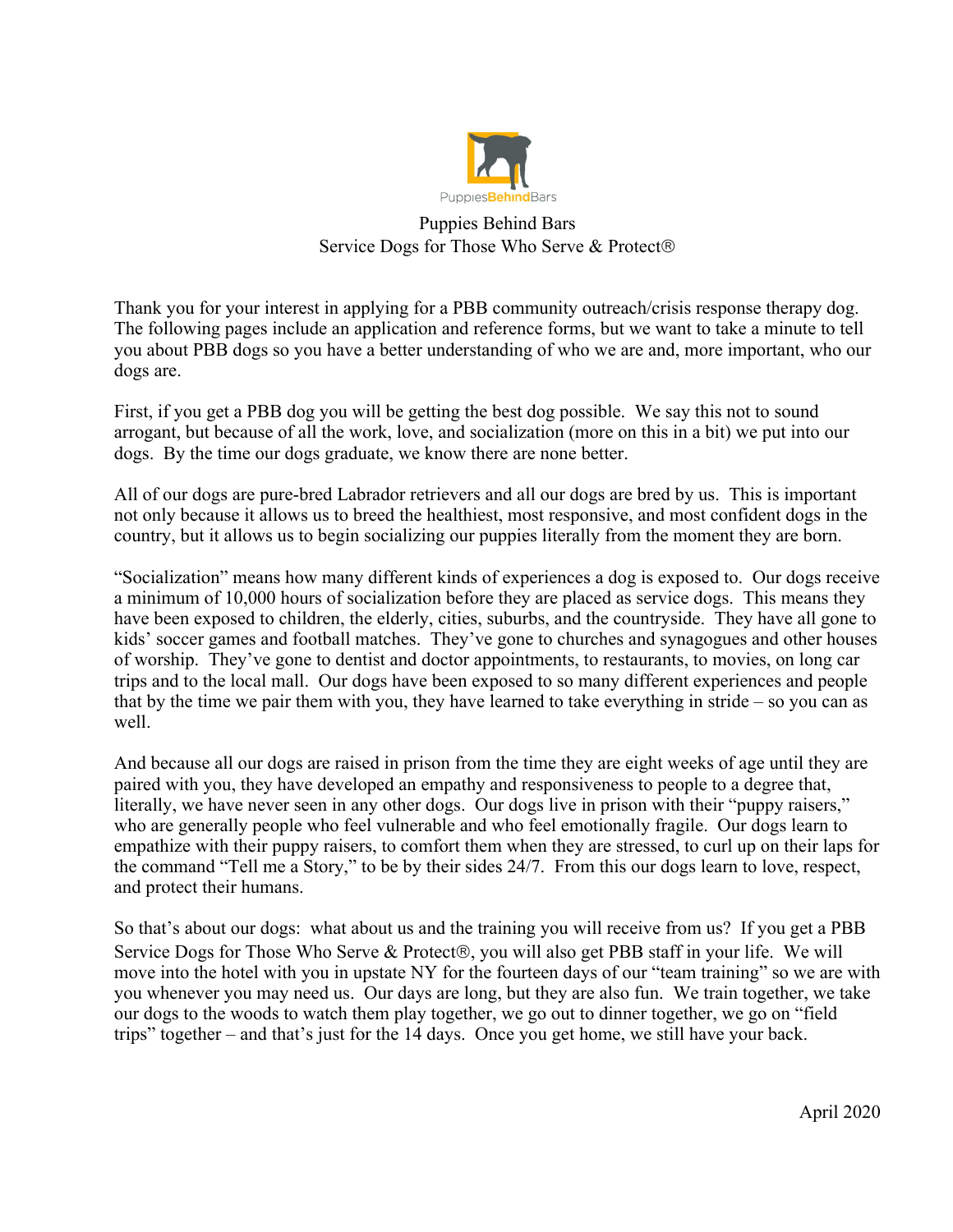PuppiesBehindBars

# Puppies Behind Bars
## Service Dogs for Those Who Serve & Protect®

Thank you for your interest in applying for a PBB community outreach/crisis response therapy dog. The following pages include an application and reference forms, but we want to take a minute to tell you about PBB dogs so you have a better understanding of who we are and, more important, who our dogs are.

First, if you get a PBB dog you will be getting the best dog possible. We say this not to sound arrogant, but because of all the work, love, and socialization (more on this in a bit) we put into our dogs. By the time our dogs graduate, we know there are none better.

All of our dogs are pure-bred Labrador retrievers and all our dogs are bred by us. This is important not only because it allows us to breed the healthiest, most responsive, and most confident dogs in the country, but it allows us to begin socializing our puppies literally from the moment they are born.

"Socialization" means how many different kinds of experiences a dog is exposed to. Our dogs receive a minimum of 10,000 hours of socialization before they are placed as service dogs. This means they have been exposed to children, the elderly, cities, suburbs, and the countryside. They have all gone to kids' soccer games and football matches. They've gone to churches and synagogues and other houses of worship. They've gone to dentist and doctor appointments, to restaurants, to movies, on long car trips and to the local mall. Our dogs have been exposed to so many different experiences and people that by the time we pair them with you, they have learned to take everything in stride – so you can as well.

And because all our dogs are raised in prison from the time they are eight weeks of age until they are paired with you, they have developed an empathy and responsiveness to people to a degree that, literally, we have never seen in any other dogs. Our dogs live in prison with their "puppy raisers," who are generally people who feel vulnerable and who feel emotionally fragile. Our dogs learn to empathize with their puppy raisers, to comfort them when they are stressed, to curl up on their laps for the command "Tell me a Story," to be by their sides 24/7. From this our dogs learn to love, respect, and protect their humans.

So that's about our dogs: what about us and the training you will receive from us? If you get a PBB Service Dogs for Those Who Serve & Protect®, you will also get PBB staff in your life. We will move into the hotel with you in upstate NY for the fourteen days of our "team training" so we are with you whenever you may need us. Our days are long, but they are also fun. We train together, we take our dogs to the woods to watch them play together, we go out to dinner together, we go on "field trips" together – and that's just for the 14 days. Once you get home, we still have your back.

April 2020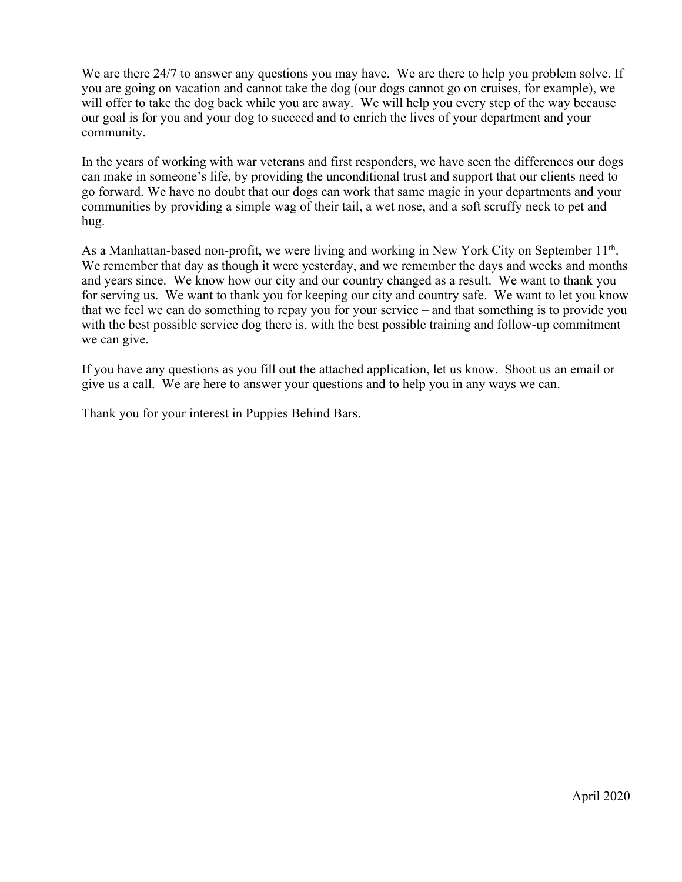We are there 24/7 to answer any questions you may have. We are there to help you problem solve. If you are going on vacation and cannot take the dog (our dogs cannot go on cruises, for example), we will offer to take the dog back while you are away. We will help you every step of the way because our goal is for you and your dog to succeed and to enrich the lives of your department and your community.

In the years of working with war veterans and first responders, we have seen the differences our dogs can make in someone's life, by providing the unconditional trust and support that our clients need to go forward. We have no doubt that our dogs can work that same magic in your departments and your communities by providing a simple wag of their tail, a wet nose, and a soft scruffy neck to pet and hug.

As a Manhattan-based non-profit, we were living and working in New York City on September 11th. We remember that day as though it were yesterday, and we remember the days and weeks and months and years since. We know how our city and our country changed as a result. We want to thank you for serving us. We want to thank you for keeping our city and country safe. We want to let you know that we feel we can do something to repay you for your service – and that something is to provide you with the best possible service dog there is, with the best possible training and follow-up commitment we can give.

If you have any questions as you fill out the attached application, let us know. Shoot us an email or give us a call. We are here to answer your questions and to help you in any ways we can.

Thank you for your interest in Puppies Behind Bars.

April 2020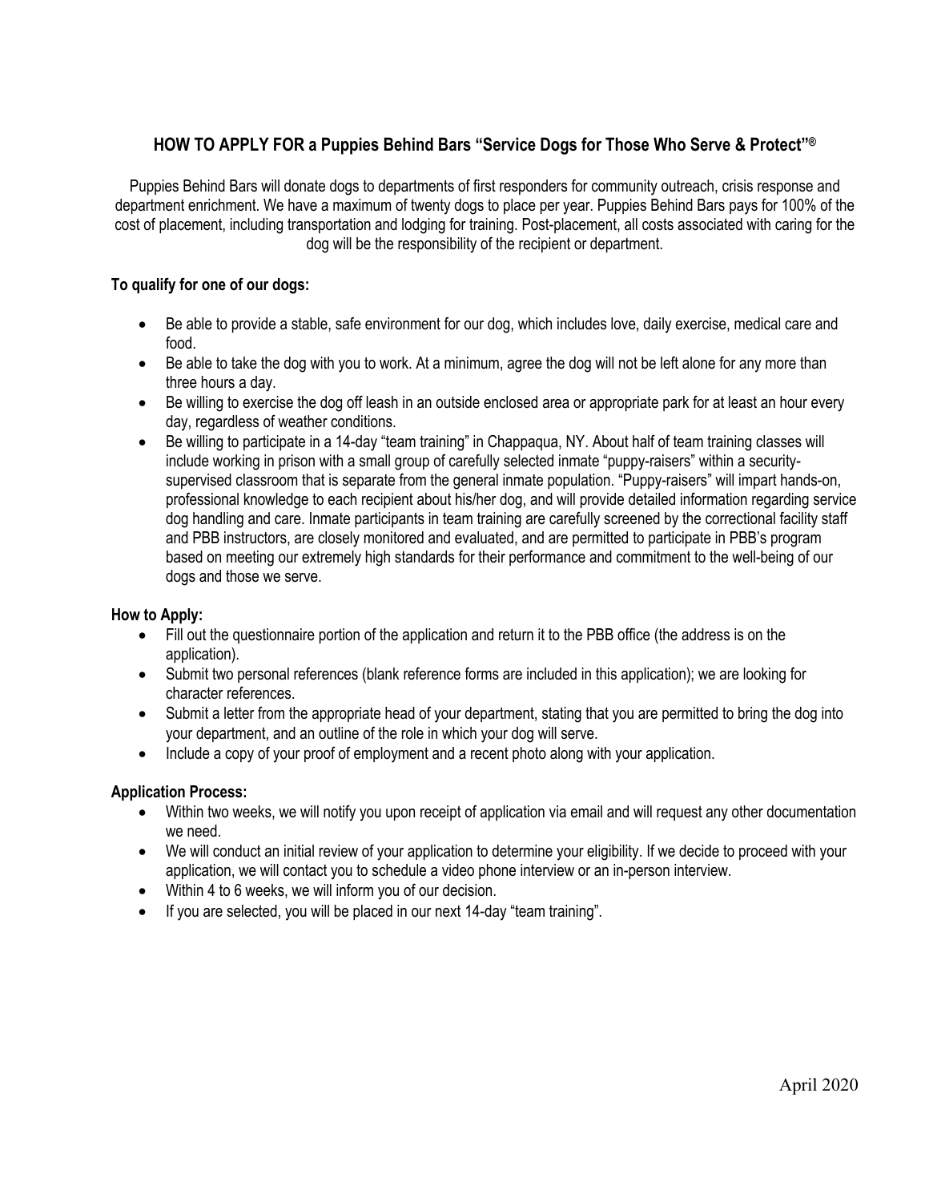## HOW TO APPLY FOR a Puppies Behind Bars "Service Dogs for Those Who Serve & Protect"®

Puppies Behind Bars will donate dogs to departments of first responders for community outreach, crisis response and department enrichment. We have a maximum of twenty dogs to place per year. Puppies Behind Bars pays for 100% of the cost of placement, including transportation and lodging for training. Post-placement, all costs associated with caring for the dog will be the responsibility of the recipient or department.

**To qualify for one of our dogs:**

- Be able to provide a stable, safe environment for our dog, which includes love, daily exercise, medical care and food.
- Be able to take the dog with you to work. At a minimum, agree the dog will not be left alone for any more than three hours a day.
- Be willing to exercise the dog off leash in an outside enclosed area or appropriate park for at least an hour every day, regardless of weather conditions.
- Be willing to participate in a 14-day "team training" in Chappaqua, NY. About half of team training classes will include working in prison with a small group of carefully selected inmate "puppy-raisers" within a security-supervised classroom that is separate from the general inmate population. "Puppy-raisers" will impart hands-on, professional knowledge to each recipient about his/her dog, and will provide detailed information regarding service dog handling and care. Inmate participants in team training are carefully screened by the correctional facility staff and PBB instructors, are closely monitored and evaluated, and are permitted to participate in PBB's program based on meeting our extremely high standards for their performance and commitment to the well-being of our dogs and those we serve.

**How to Apply:**

- Fill out the questionnaire portion of the application and return it to the PBB office (the address is on the application).
- Submit two personal references (blank reference forms are included in this application); we are looking for character references.
- Submit a letter from the appropriate head of your department, stating that you are permitted to bring the dog into your department, and an outline of the role in which your dog will serve.
- Include a copy of your proof of employment and a recent photo along with your application.

**Application Process:**

- Within two weeks, we will notify you upon receipt of application via email and will request any other documentation we need.
- We will conduct an initial review of your application to determine your eligibility. If we decide to proceed with your application, we will contact you to schedule a video phone interview or an in-person interview.
- Within 4 to 6 weeks, we will inform you of our decision.
- If you are selected, you will be placed in our next 14-day "team training".

April 2020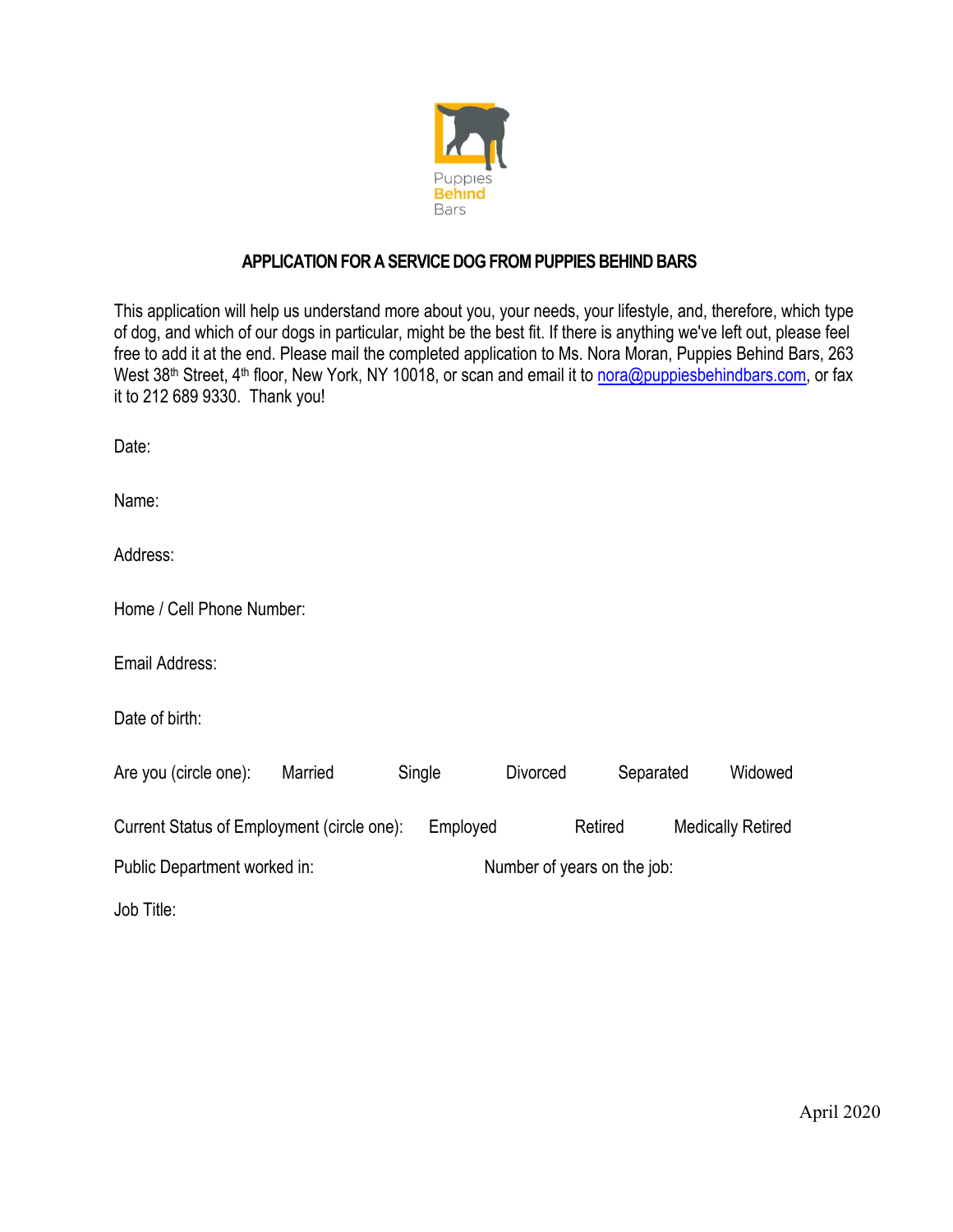Puppies
Behind
Bars

**APPLICATION FOR A SERVICE DOG FROM PUPPIES BEHIND BARS**

This application will help us understand more about you, your needs, your lifestyle, and, therefore, which type of dog, and which of our dogs in particular, might be the best fit. If there is anything we've left out, please feel free to add it at the end. Please mail the completed application to Ms. Nora Moran, Puppies Behind Bars, 263 West 38th Street, 4th floor, New York, NY 10018, or scan and email it to nora@puppiesbehindbars.com, or fax it to 212 689 9330. Thank you!

Date:

Name:

Address:

Home / Cell Phone Number:

Email Address:

Date of birth:

Are you (circle one): Married Single Divorced Separated Widowed

Current Status of Employment (circle one): Employed Retired Medically Retired

Public Department worked in: Number of years on the job:

Job Title:

April 2020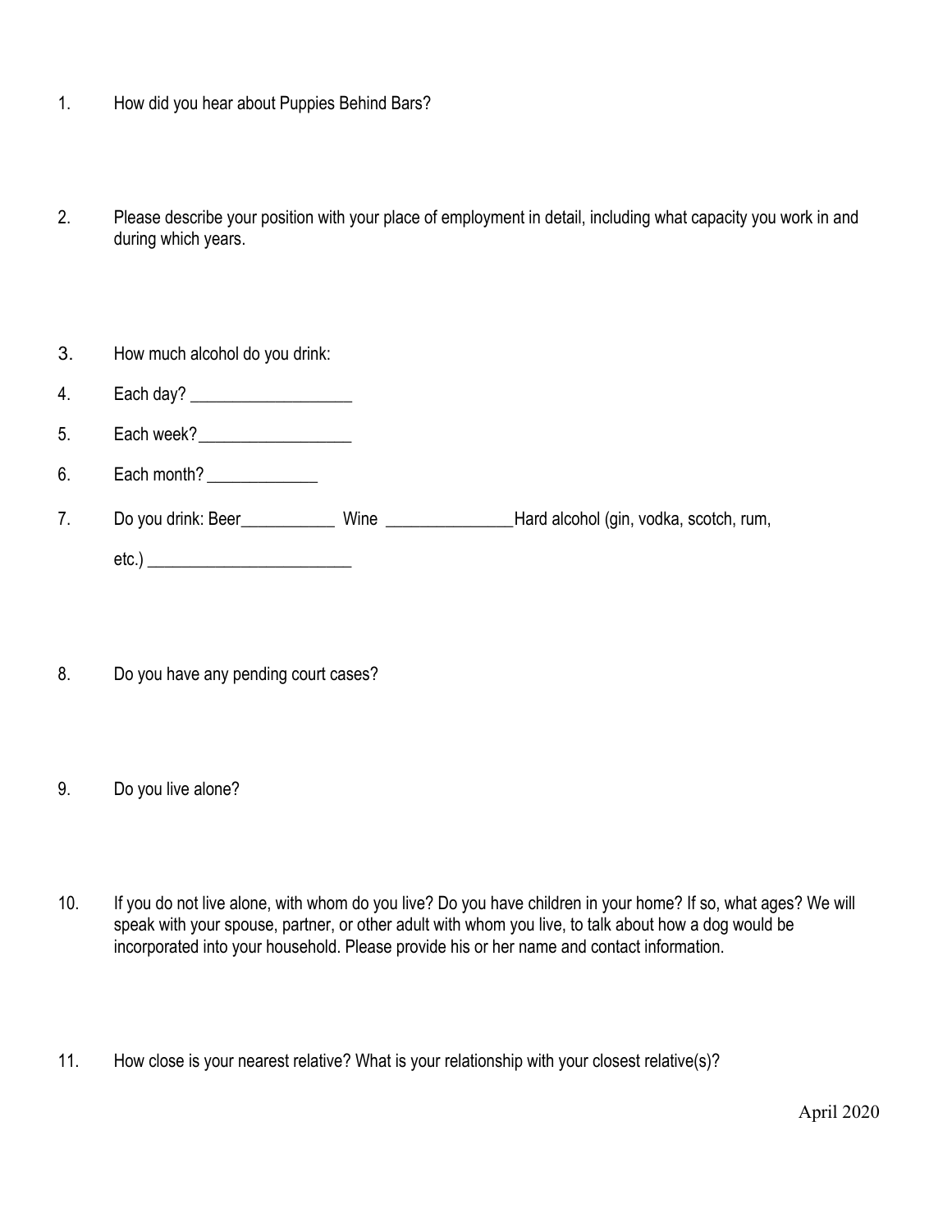1. How did you hear about Puppies Behind Bars?

2. Please describe your position with your place of employment in detail, including what capacity you work in and during which years.

3. How much alcohol do you drink:

4. Each day? ___________________

5. Each week? __________________

6. Each month? _____________

7. Do you drink: Beer___________ Wine _______________Hard alcohol (gin, vodka, scotch, rum, etc.) ________________________

8. Do you have any pending court cases?

9. Do you live alone?

10. If you do not live alone, with whom do you live? Do you have children in your home? If so, what ages? We will speak with your spouse, partner, or other adult with whom you live, to talk about how a dog would be incorporated into your household. Please provide his or her name and contact information.

11. How close is your nearest relative? What is your relationship with your closest relative(s)?

April 2020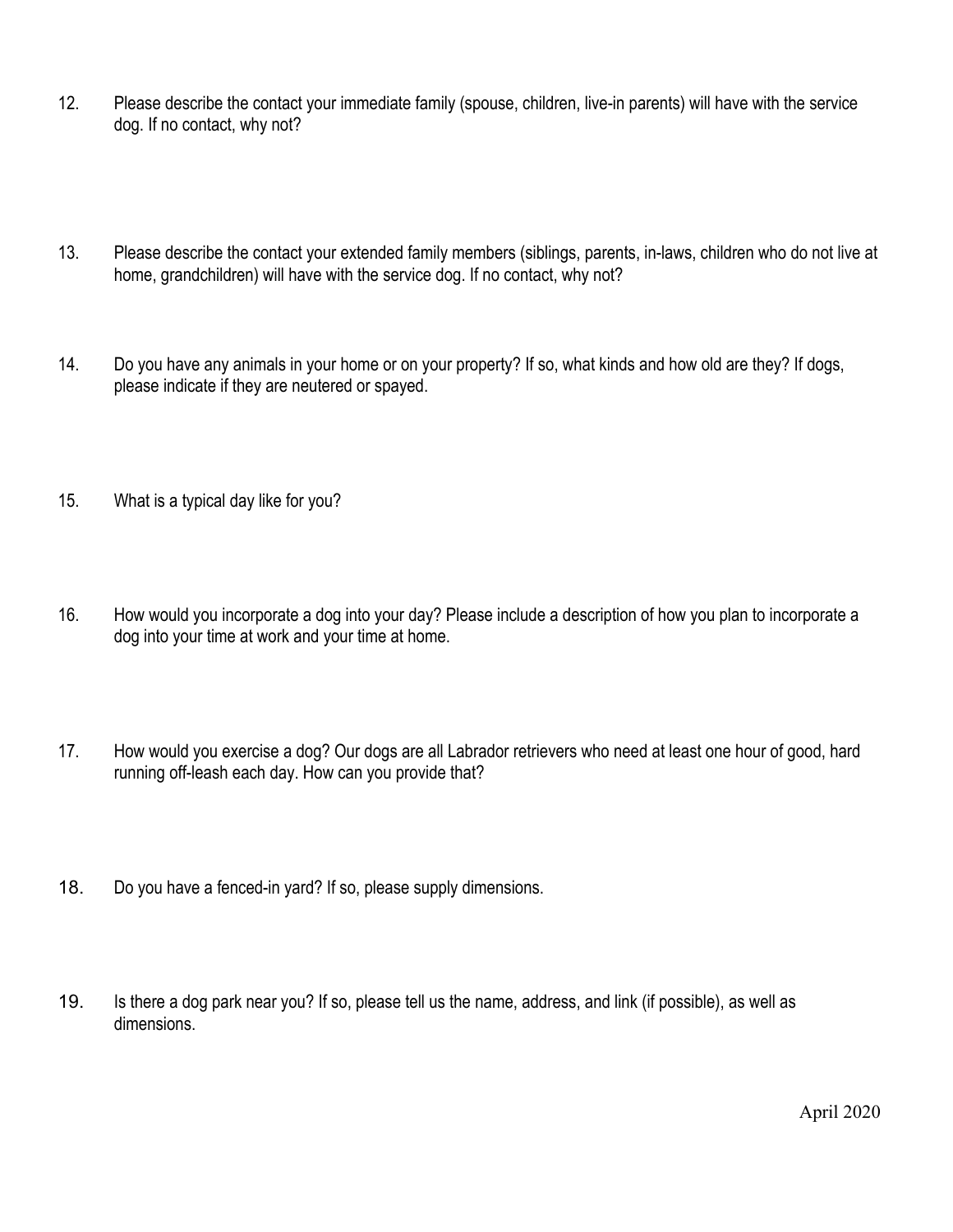12. Please describe the contact your immediate family (spouse, children, live-in parents) will have with the service dog. If no contact, why not?

13. Please describe the contact your extended family members (siblings, parents, in-laws, children who do not live at home, grandchildren) will have with the service dog. If no contact, why not?

14. Do you have any animals in your home or on your property? If so, what kinds and how old are they? If dogs, please indicate if they are neutered or spayed.

15. What is a typical day like for you?

16. How would you incorporate a dog into your day? Please include a description of how you plan to incorporate a dog into your time at work and your time at home.

17. How would you exercise a dog? Our dogs are all Labrador retrievers who need at least one hour of good, hard running off-leash each day. How can you provide that?

18. Do you have a fenced-in yard? If so, please supply dimensions.

19. Is there a dog park near you? If so, please tell us the name, address, and link (if possible), as well as dimensions.

April 2020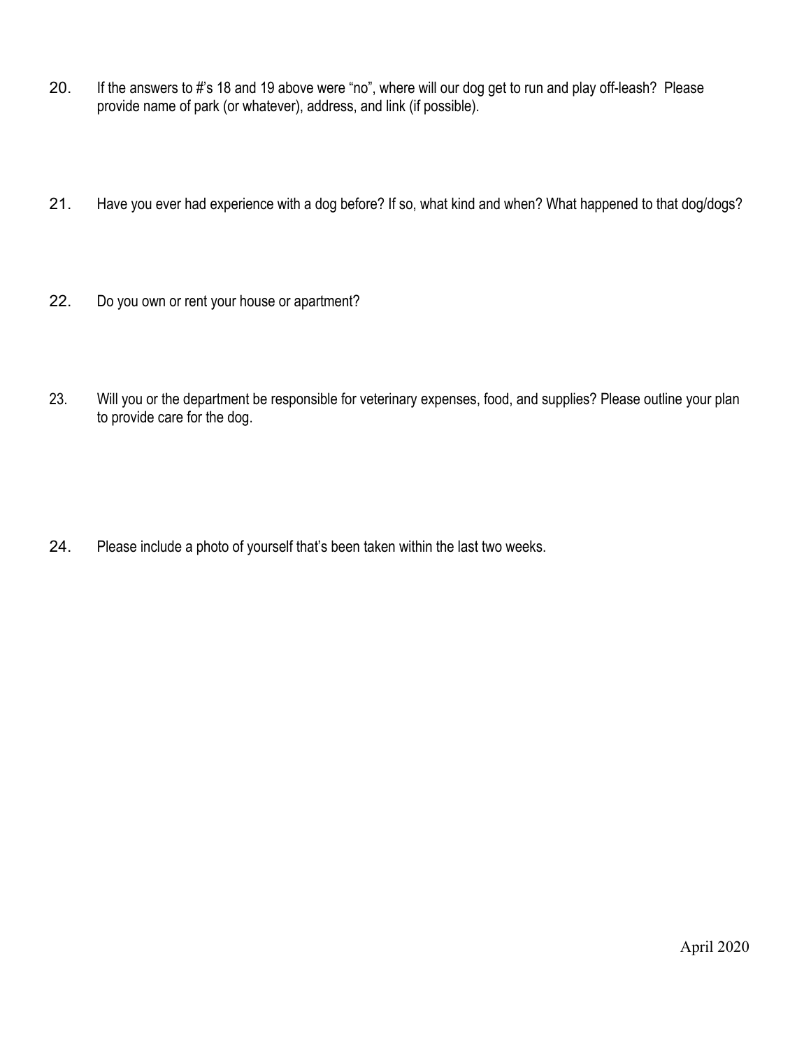20. If the answers to #'s 18 and 19 above were "no", where will our dog get to run and play off-leash? Please provide name of park (or whatever), address, and link (if possible).

21. Have you ever had experience with a dog before? If so, what kind and when? What happened to that dog/dogs?

22. Do you own or rent your house or apartment?

23. Will you or the department be responsible for veterinary expenses, food, and supplies? Please outline your plan to provide care for the dog.

24. Please include a photo of yourself that's been taken within the last two weeks.

April 2020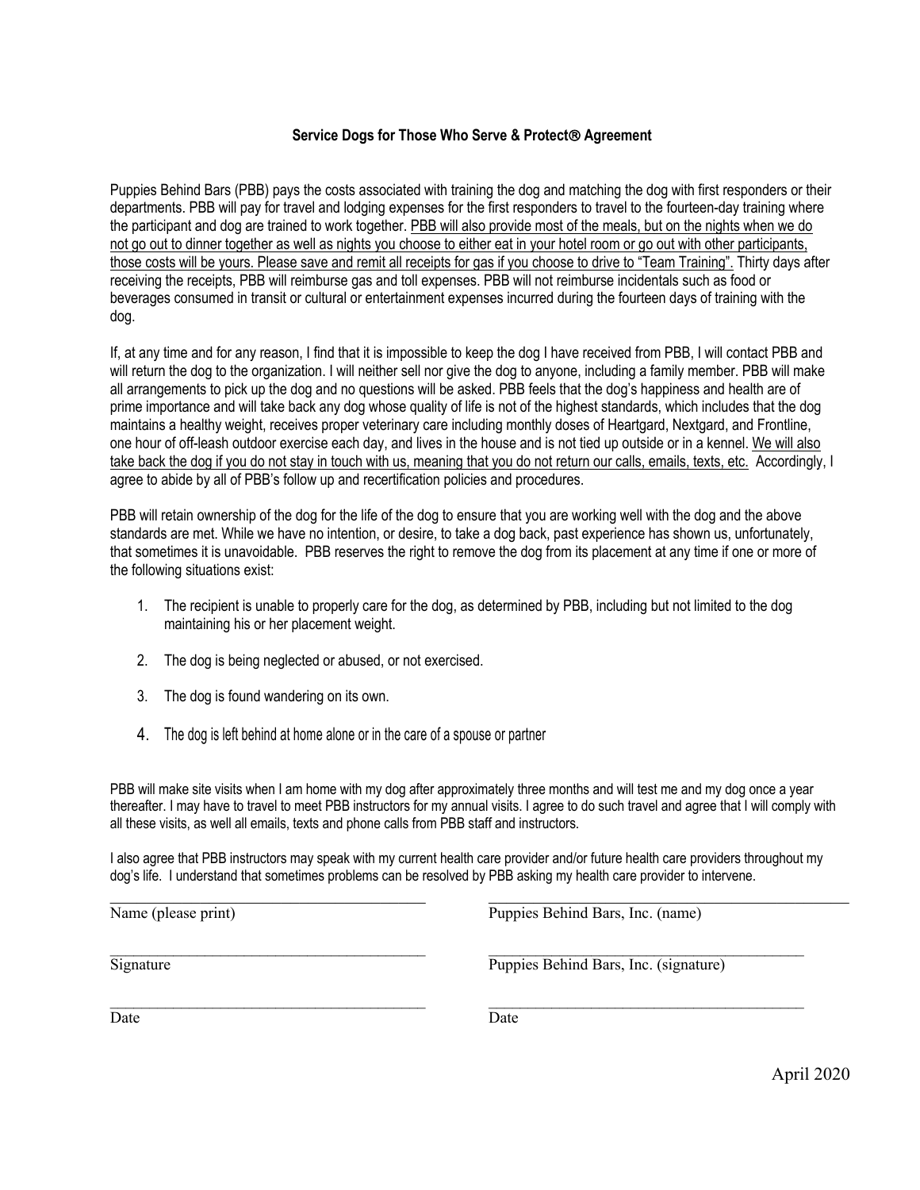**Service Dogs for Those Who Serve & Protect® Agreement**

Puppies Behind Bars (PBB) pays the costs associated with training the dog and matching the dog with first responders or their departments. PBB will pay for travel and lodging expenses for the first responders to travel to the fourteen-day training where the participant and dog are trained to work together. <u>PBB will also provide most of the meals, but on the nights when we do not go out to dinner together as well as nights you choose to either eat in your hotel room or go out with other participants, those costs will be yours. Please save and remit all receipts for gas if you choose to drive to "Team Training".</u> Thirty days after receiving the receipts, PBB will reimburse gas and toll expenses. PBB will not reimburse incidentals such as food or beverages consumed in transit or cultural or entertainment expenses incurred during the fourteen days of training with the dog.

If, at any time and for any reason, I find that it is impossible to keep the dog I have received from PBB, I will contact PBB and will return the dog to the organization. I will neither sell nor give the dog to anyone, including a family member. PBB will make all arrangements to pick up the dog and no questions will be asked. PBB feels that the dog's happiness and health are of prime importance and will take back any dog whose quality of life is not of the highest standards, which includes that the dog maintains a healthy weight, receives proper veterinary care including monthly doses of Heartgard, Nextgard, and Frontline, one hour of off-leash outdoor exercise each day, and lives in the house and is not tied up outside or in a kennel. <u>We will also take back the dog if you do not stay in touch with us, meaning that you do not return our calls, emails, texts, etc.</u> Accordingly, I agree to abide by all of PBB's follow up and recertification policies and procedures.

PBB will retain ownership of the dog for the life of the dog to ensure that you are working well with the dog and the above standards are met. While we have no intention, or desire, to take a dog back, past experience has shown us, unfortunately, that sometimes it is unavoidable. PBB reserves the right to remove the dog from its placement at any time if one or more of the following situations exist:

1. The recipient is unable to properly care for the dog, as determined by PBB, including but not limited to the dog maintaining his or her placement weight.
2. The dog is being neglected or abused, or not exercised.
3. The dog is found wandering on its own.
4. The dog is left behind at home alone or in the care of a spouse or partner

PBB will make site visits when I am home with my dog after approximately three months and will test me and my dog once a year thereafter. I may have to travel to meet PBB instructors for my annual visits. I agree to do such travel and agree that I will comply with all these visits, as well all emails, texts and phone calls from PBB staff and instructors.

I also agree that PBB instructors may speak with my current health care provider and/or future health care providers throughout my dog's life. I understand that sometimes problems can be resolved by PBB asking my health care provider to intervene.

| | |
|---|---|
| \_\_\_\_\_\_\_\_\_\_\_\_\_\_\_\_\_\_\_\_\_\_\_\_ | \_\_\_\_\_\_\_\_\_\_\_\_\_\_\_\_\_\_\_\_\_\_\_\_ |
| Name (please print) | Puppies Behind Bars, Inc. (name) |
| \_\_\_\_\_\_\_\_\_\_\_\_\_\_\_\_\_\_\_\_\_\_\_\_ | \_\_\_\_\_\_\_\_\_\_\_\_\_\_\_\_\_\_\_\_\_\_\_\_ |
| Signature | Puppies Behind Bars, Inc. (signature) |
| \_\_\_\_\_\_\_\_\_\_\_\_\_\_\_\_\_\_\_\_\_\_\_\_ | \_\_\_\_\_\_\_\_\_\_\_\_\_\_\_\_\_\_\_\_\_\_\_\_ |
| Date | Date |

April 2020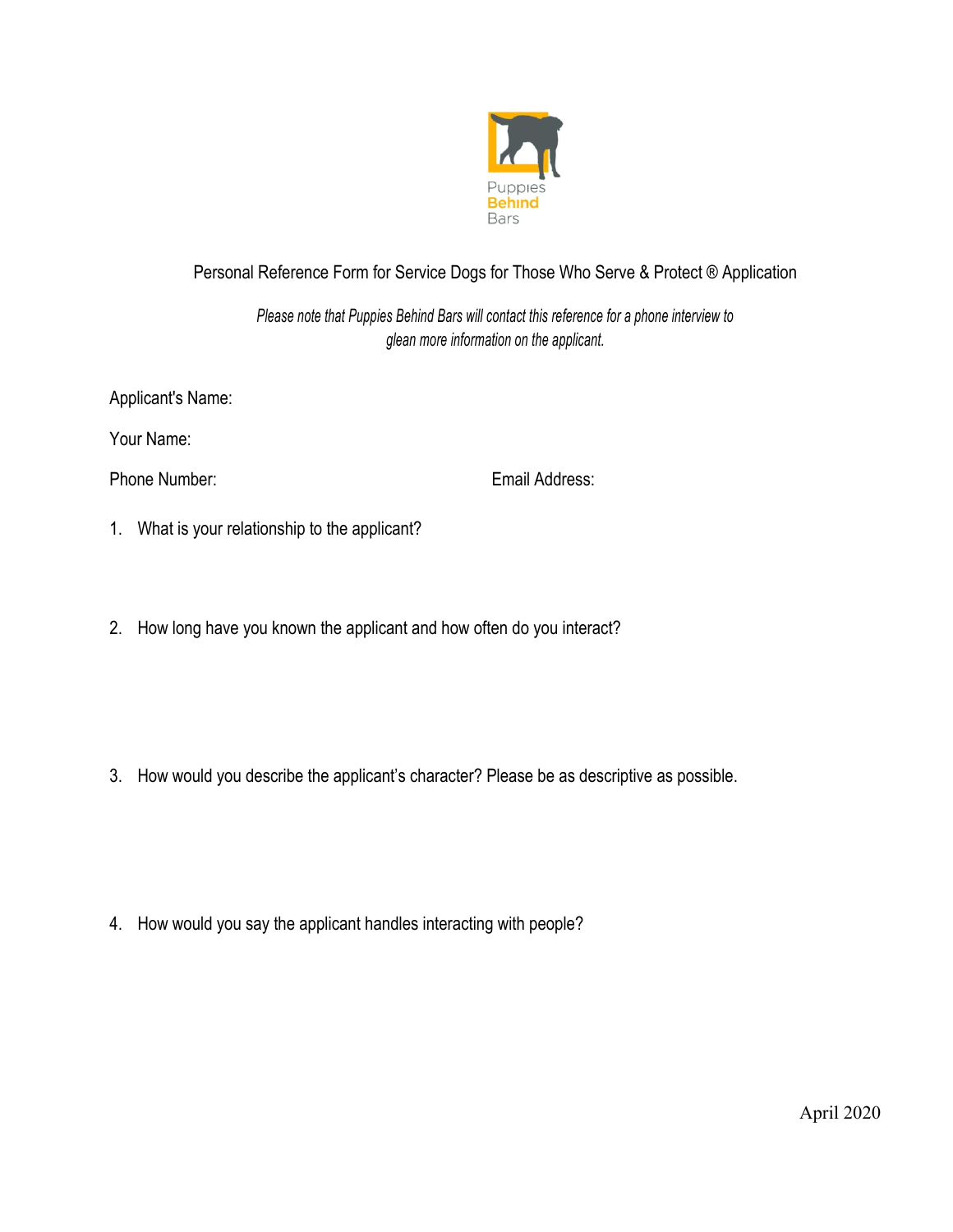Puppies Behind Bars

Personal Reference Form for Service Dogs for Those Who Serve & Protect ® Application

*Please note that Puppies Behind Bars will contact this reference for a phone interview to glean more information on the applicant.*

Applicant's Name:

Your Name:

Phone Number: Email Address:

1. What is your relationship to the applicant?

2. How long have you known the applicant and how often do you interact?

3. How would you describe the applicant's character? Please be as descriptive as possible.

4. How would you say the applicant handles interacting with people?

April 2020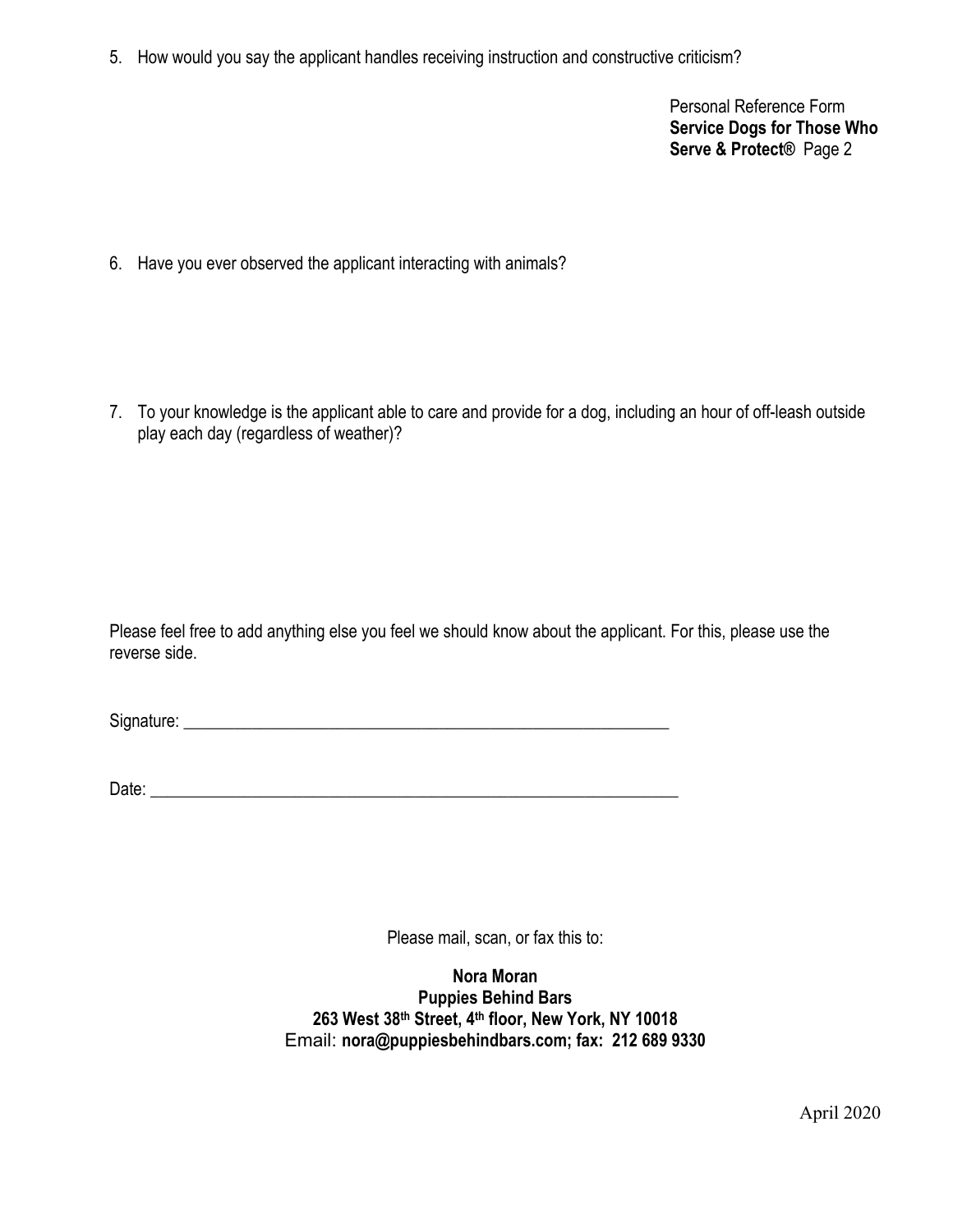5. How would you say the applicant handles receiving instruction and constructive criticism?

Personal Reference Form
**Service Dogs for Those Who Serve & Protect®** Page 2

6. Have you ever observed the applicant interacting with animals?

7. To your knowledge is the applicant able to care and provide for a dog, including an hour of off-leash outside play each day (regardless of weather)?

Please feel free to add anything else you feel we should know about the applicant. For this, please use the reverse side.

Signature: ___________________________________________________________

Date: _______________________________________________________________

Please mail, scan, or fax this to:

**Nora Moran**
**Puppies Behind Bars**
**263 West 38th Street, 4th floor, New York, NY 10018**
Email: **nora@puppiesbehindbars.com; fax: 212 689 9330**

April 2020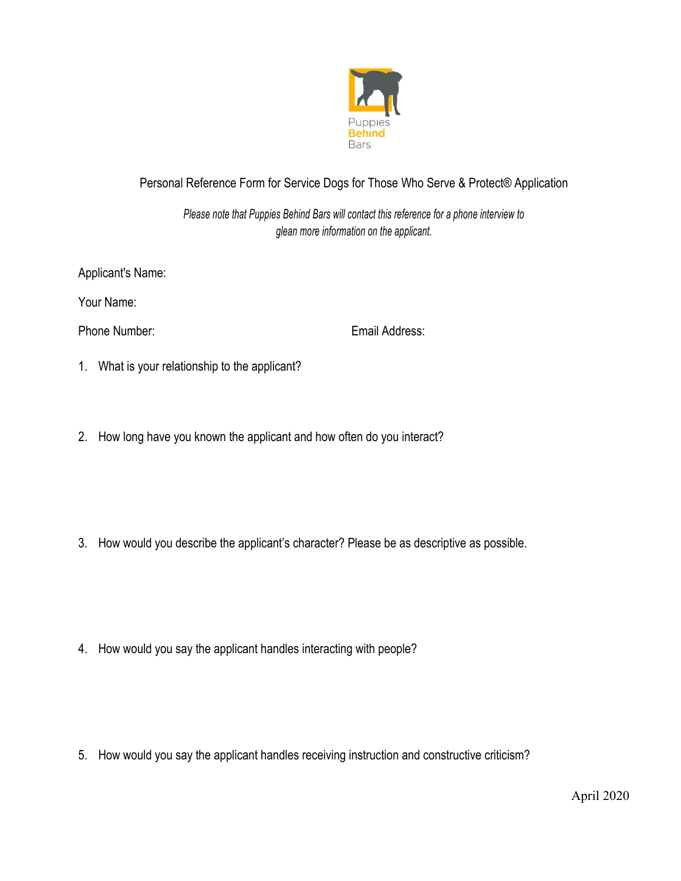Puppies Behind Bars

Personal Reference Form for Service Dogs for Those Who Serve & Protect® Application

*Please note that Puppies Behind Bars will contact this reference for a phone interview to glean more information on the applicant.*

Applicant's Name:

Your Name:

Phone Number: Email Address:

1. What is your relationship to the applicant?

2. How long have you known the applicant and how often do you interact?

3. How would you describe the applicant's character? Please be as descriptive as possible.

4. How would you say the applicant handles interacting with people?

5. How would you say the applicant handles receiving instruction and constructive criticism?

April 2020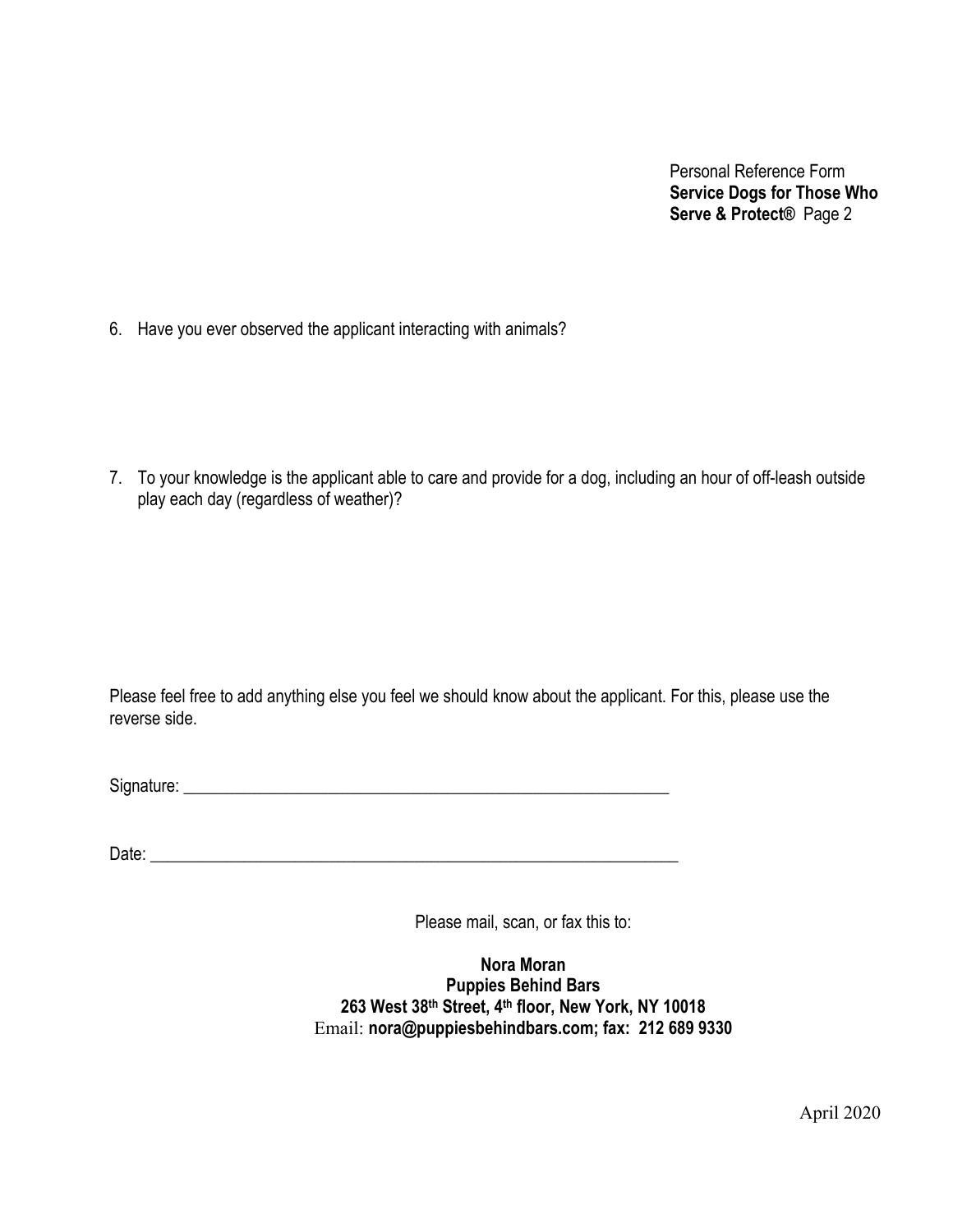6. Have you ever observed the applicant interacting with animals?

7. To your knowledge is the applicant able to care and provide for a dog, including an hour of off-leash outside play each day (regardless of weather)?

Please feel free to add anything else you feel we should know about the applicant. For this, please use the reverse side.

Signature: ___________________________________________________________

Date: _______________________________________________________________

Please mail, scan, or fax this to:

**Nora Moran**
**Puppies Behind Bars**
**263 West 38th Street, 4th floor, New York, NY 10018**
Email: **nora@puppiesbehindbars.com; fax: 212 689 9330**

April 2020